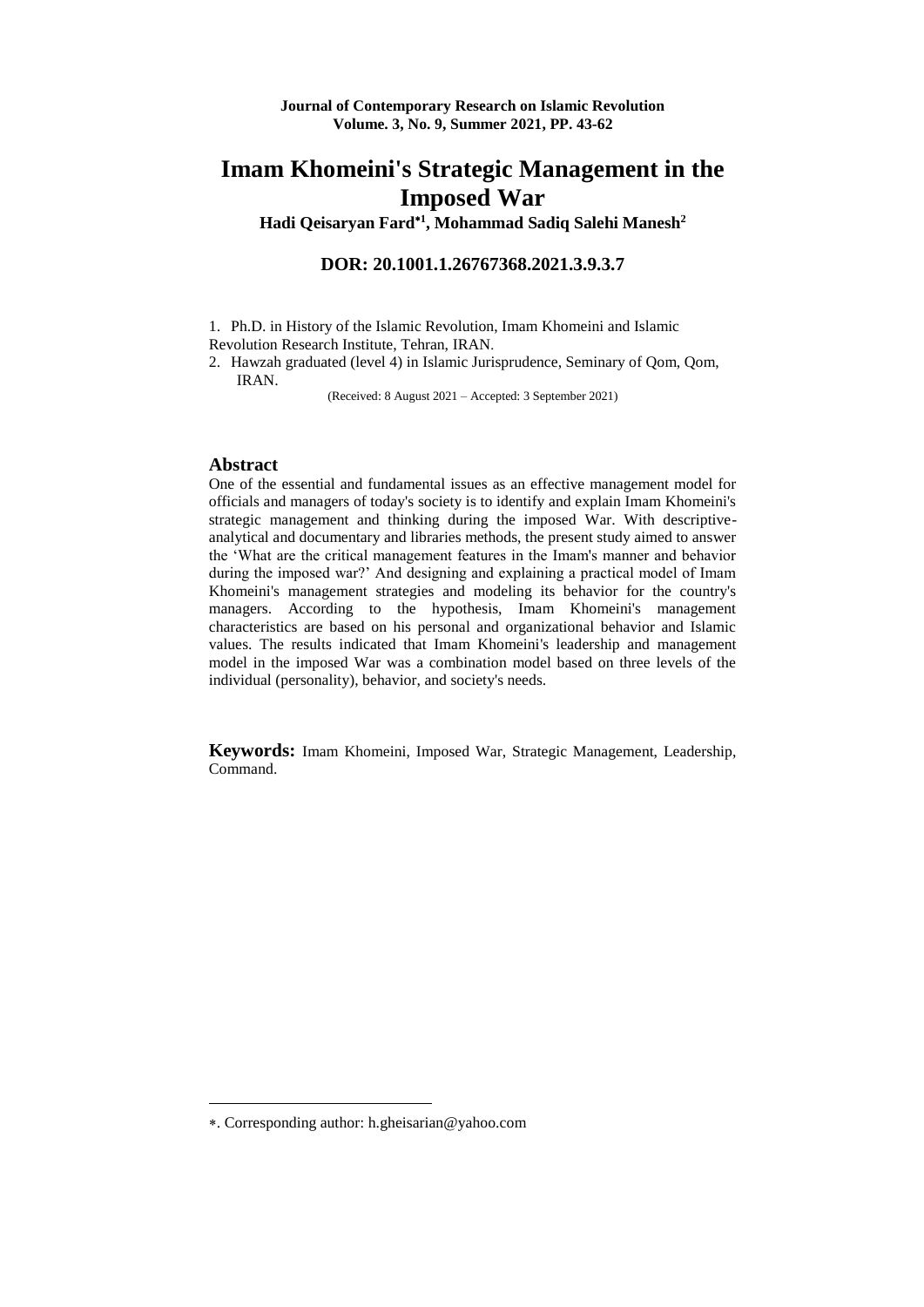**Journal of Contemporary Research on Islamic Revolution**
**Volume. 3, No. 9, Summer 2021, PP. 43-62**

# Imam Khomeini's Strategic Management in the Imposed War

**Hadi Qeisaryan Fard*[1], Mohammad Sadiq Salehi Manesh[2]**

**DOR: 20.1001.1.26767368.2021.3.9.3.7**

1. Ph.D. in History of the Islamic Revolution, Imam Khomeini and Islamic Revolution Research Institute, Tehran, IRAN.
2. Hawzah graduated (level 4) in Islamic Jurisprudence, Seminary of Qom, Qom, IRAN.

(Received: 8 August 2021 – Accepted: 3 September 2021)

## Abstract

One of the essential and fundamental issues as an effective management model for officials and managers of today's society is to identify and explain Imam Khomeini's strategic management and thinking during the imposed War. With descriptive-analytical and documentary and libraries methods, the present study aimed to answer the 'What are the critical management features in the Imam's manner and behavior during the imposed war?' And designing and explaining a practical model of Imam Khomeini's management strategies and modeling its behavior for the country's managers. According to the hypothesis, Imam Khomeini's management characteristics are based on his personal and organizational behavior and Islamic values. The results indicated that Imam Khomeini's leadership and management model in the imposed War was a combination model based on three levels of the individual (personality), behavior, and society's needs.

**Keywords:** Imam Khomeini, Imposed War, Strategic Management, Leadership, Command.

---

*. Corresponding author: h.gheisarian@yahoo.com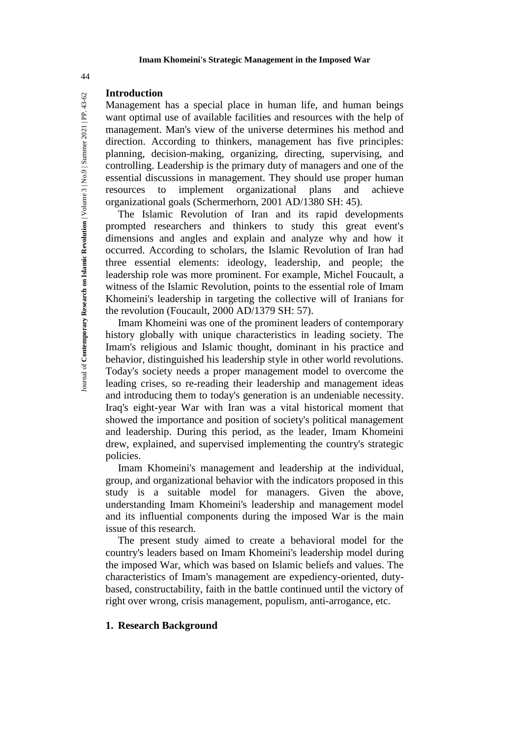## Introduction

Management has a special place in human life, and human beings want optimal use of available facilities and resources with the help of management. Man's view of the universe determines his method and direction. According to thinkers, management has five principles: planning, decision-making, organizing, directing, supervising, and controlling. Leadership is the primary duty of managers and one of the essential discussions in management. They should use proper human resources to implement organizational plans and achieve organizational goals (Schermerhorn, 2001 AD/1380 SH: 45).

The Islamic Revolution of Iran and its rapid developments prompted researchers and thinkers to study this great event's dimensions and angles and explain and analyze why and how it occurred. According to scholars, the Islamic Revolution of Iran had three essential elements: ideology, leadership, and people; the leadership role was more prominent. For example, Michel Foucault, a witness of the Islamic Revolution, points to the essential role of Imam Khomeini's leadership in targeting the collective will of Iranians for the revolution (Foucault, 2000 AD/1379 SH: 57).

Imam Khomeini was one of the prominent leaders of contemporary history globally with unique characteristics in leading society. The Imam's religious and Islamic thought, dominant in his practice and behavior, distinguished his leadership style in other world revolutions. Today's society needs a proper management model to overcome the leading crises, so re-reading their leadership and management ideas and introducing them to today's generation is an undeniable necessity. Iraq's eight-year War with Iran was a vital historical moment that showed the importance and position of society's political management and leadership. During this period, as the leader, Imam Khomeini drew, explained, and supervised implementing the country's strategic policies.

Imam Khomeini's management and leadership at the individual, group, and organizational behavior with the indicators proposed in this study is a suitable model for managers. Given the above, understanding Imam Khomeini's leadership and management model and its influential components during the imposed War is the main issue of this research.

The present study aimed to create a behavioral model for the country's leaders based on Imam Khomeini's leadership model during the imposed War, which was based on Islamic beliefs and values. The characteristics of Imam's management are expediency-oriented, duty-based, constructability, faith in the battle continued until the victory of right over wrong, crisis management, populism, anti-arrogance, etc.

## 1. Research Background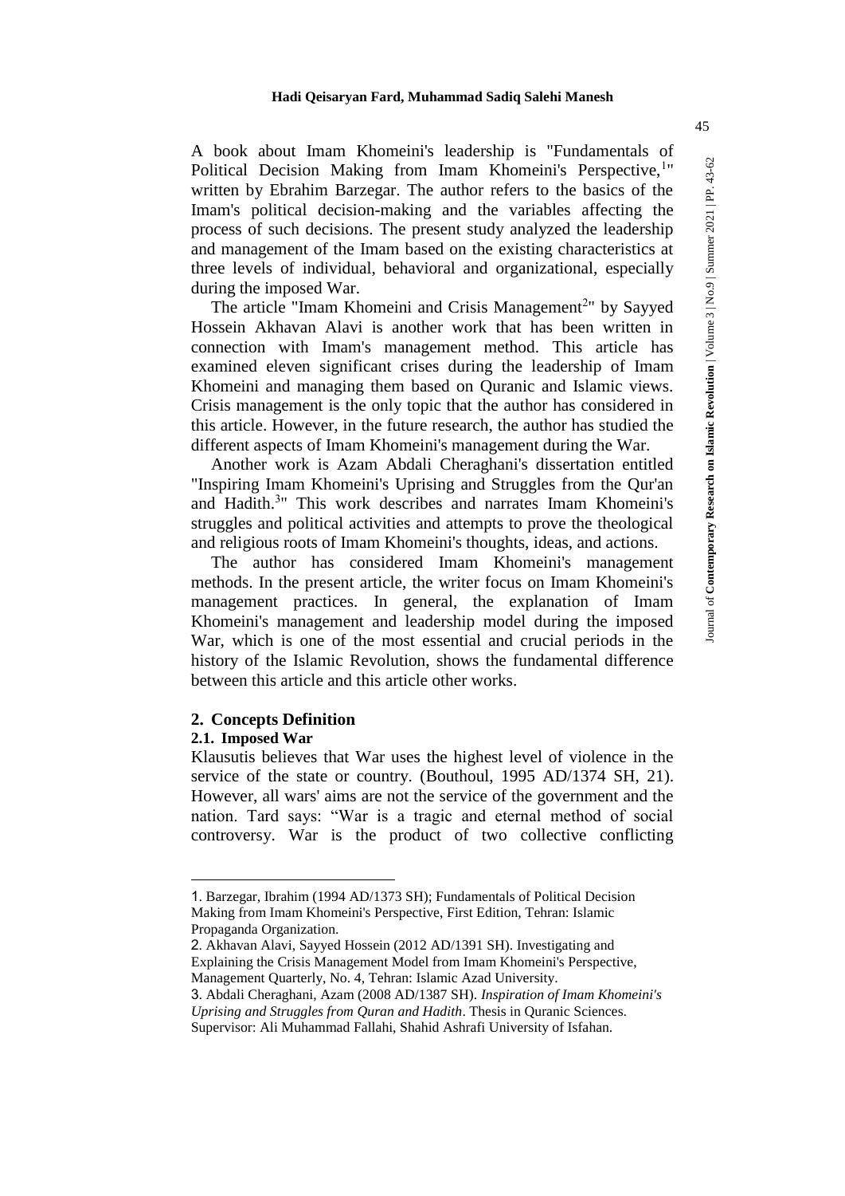A book about Imam Khomeini's leadership is "Fundamentals of Political Decision Making from Imam Khomeini's Perspective,[1]" written by Ebrahim Barzegar. The author refers to the basics of the Imam's political decision-making and the variables affecting the process of such decisions. The present study analyzed the leadership and management of the Imam based on the existing characteristics at three levels of individual, behavioral and organizational, especially during the imposed War.

The article "Imam Khomeini and Crisis Management[2]" by Sayyed Hossein Akhavan Alavi is another work that has been written in connection with Imam's management method. This article has examined eleven significant crises during the leadership of Imam Khomeini and managing them based on Quranic and Islamic views. Crisis management is the only topic that the author has considered in this article. However, in the future research, the author has studied the different aspects of Imam Khomeini's management during the War.

Another work is Azam Abdali Cheraghani's dissertation entitled "Inspiring Imam Khomeini's Uprising and Struggles from the Qur'an and Hadith.[3]" This work describes and narrates Imam Khomeini's struggles and political activities and attempts to prove the theological and religious roots of Imam Khomeini's thoughts, ideas, and actions.

The author has considered Imam Khomeini's management methods. In the present article, the writer focus on Imam Khomeini's management practices. In general, the explanation of Imam Khomeini's management and leadership model during the imposed War, which is one of the most essential and crucial periods in the history of the Islamic Revolution, shows the fundamental difference between this article and this article other works.

## 2. Concepts Definition

### 2.1. Imposed War

Klausutis believes that War uses the highest level of violence in the service of the state or country. (Bouthoul, 1995 AD/1374 SH, 21). However, all wars' aims are not the service of the government and the nation. Tard says: "War is a tragic and eternal method of social controversy. War is the product of two collective conflicting

---

1. Barzegar, Ibrahim (1994 AD/1373 SH); Fundamentals of Political Decision Making from Imam Khomeini's Perspective, First Edition, Tehran: Islamic Propaganda Organization.
2. Akhavan Alavi, Sayyed Hossein (2012 AD/1391 SH). Investigating and Explaining the Crisis Management Model from Imam Khomeini's Perspective, Management Quarterly, No. 4, Tehran: Islamic Azad University.
3. Abdali Cheraghani, Azam (2008 AD/1387 SH). *Inspiration of Imam Khomeini's Uprising and Struggles from Quran and Hadith*. Thesis in Quranic Sciences. Supervisor: Ali Muhammad Fallahi, Shahid Ashrafi University of Isfahan.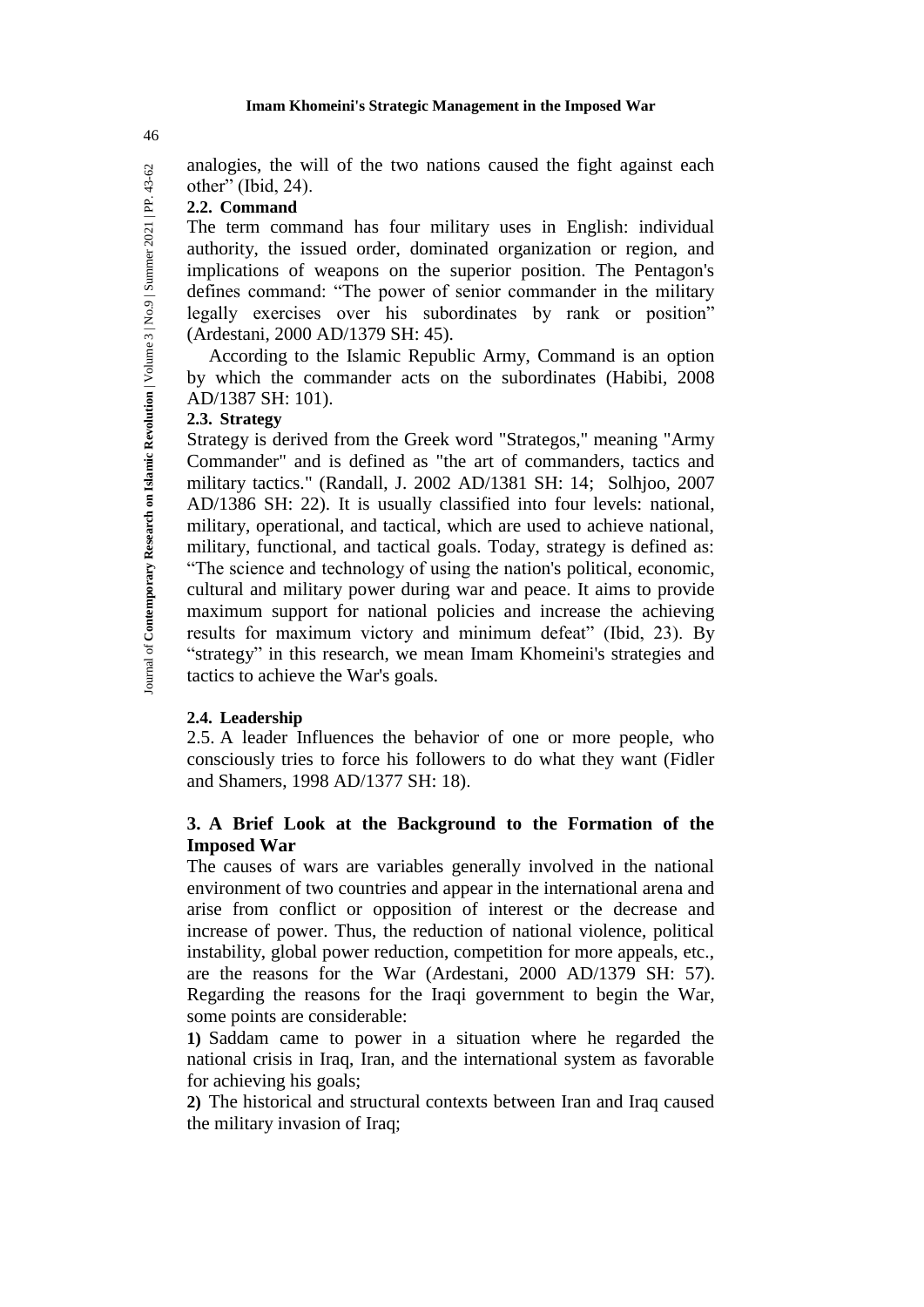analogies, the will of the two nations caused the fight against each other" (Ibid, 24).

### 2.2. Command

The term command has four military uses in English: individual authority, the issued order, dominated organization or region, and implications of weapons on the superior position. The Pentagon's defines command: "The power of senior commander in the military legally exercises over his subordinates by rank or position" (Ardestani, 2000 AD/1379 SH: 45).

According to the Islamic Republic Army, Command is an option by which the commander acts on the subordinates (Habibi, 2008 AD/1387 SH: 101).

### 2.3. Strategy

Strategy is derived from the Greek word "Strategos," meaning "Army Commander" and is defined as "the art of commanders, tactics and military tactics." (Randall, J. 2002 AD/1381 SH: 14; Solhjoo, 2007 AD/1386 SH: 22). It is usually classified into four levels: national, military, operational, and tactical, which are used to achieve national, military, functional, and tactical goals. Today, strategy is defined as: "The science and technology of using the nation's political, economic, cultural and military power during war and peace. It aims to provide maximum support for national policies and increase the achieving results for maximum victory and minimum defeat" (Ibid, 23). By "strategy" in this research, we mean Imam Khomeini's strategies and tactics to achieve the War's goals.

### 2.4. Leadership

2.5. A leader Influences the behavior of one or more people, who consciously tries to force his followers to do what they want (Fidler and Shamers, 1998 AD/1377 SH: 18).

## 3. A Brief Look at the Background to the Formation of the Imposed War

The causes of wars are variables generally involved in the national environment of two countries and appear in the international arena and arise from conflict or opposition of interest or the decrease and increase of power. Thus, the reduction of national violence, political instability, global power reduction, competition for more appeals, etc., are the reasons for the War (Ardestani, 2000 AD/1379 SH: 57). Regarding the reasons for the Iraqi government to begin the War, some points are considerable:

**1)** Saddam came to power in a situation where he regarded the national crisis in Iraq, Iran, and the international system as favorable for achieving his goals;

**2)** The historical and structural contexts between Iran and Iraq caused the military invasion of Iraq;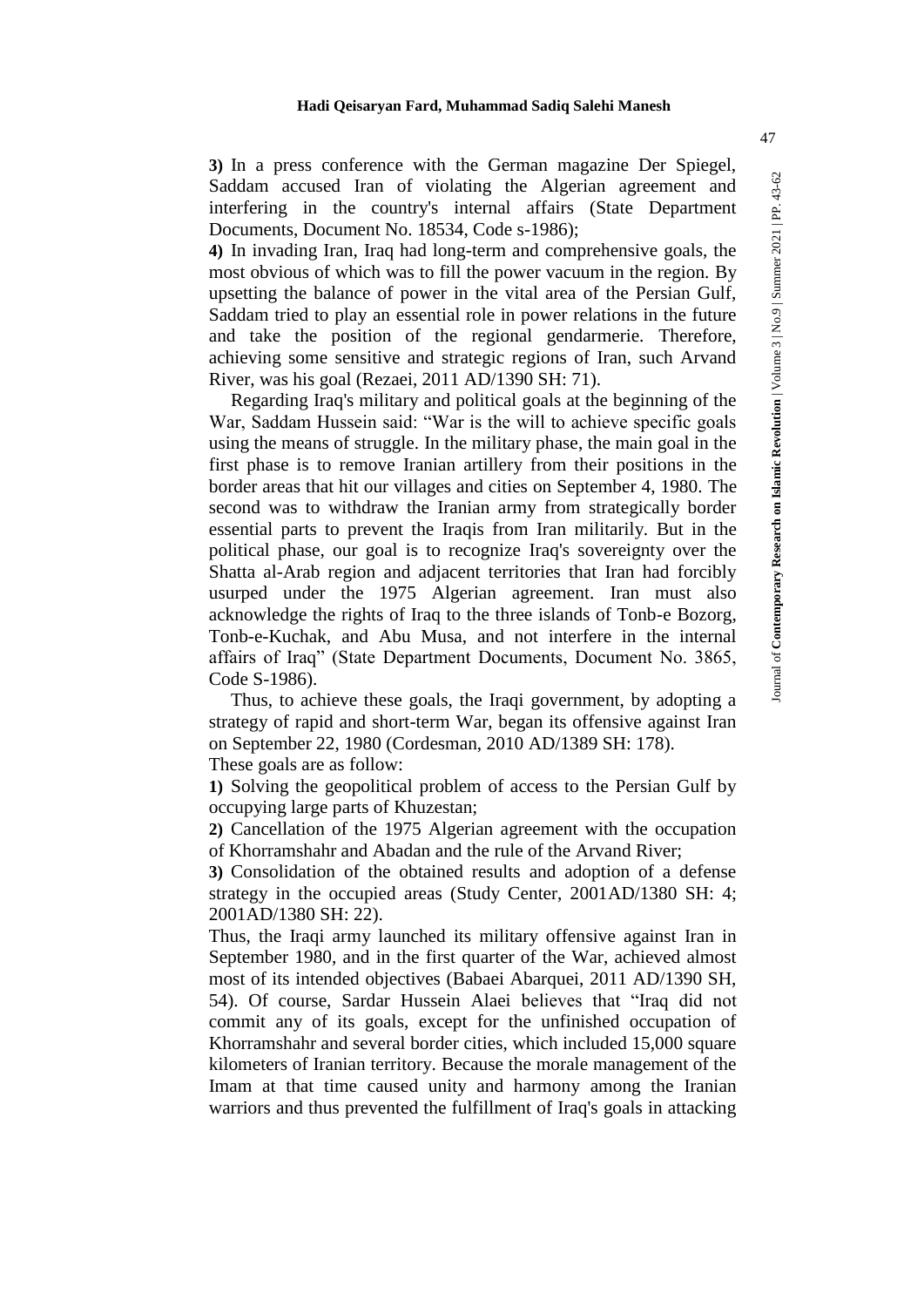**3)** In a press conference with the German magazine Der Spiegel, Saddam accused Iran of violating the Algerian agreement and interfering in the country's internal affairs (State Department Documents, Document No. 18534, Code s-1986);

**4)** In invading Iran, Iraq had long-term and comprehensive goals, the most obvious of which was to fill the power vacuum in the region. By upsetting the balance of power in the vital area of the Persian Gulf, Saddam tried to play an essential role in power relations in the future and take the position of the regional gendarmerie. Therefore, achieving some sensitive and strategic regions of Iran, such Arvand River, was his goal (Rezaei, 2011 AD/1390 SH: 71).

Regarding Iraq's military and political goals at the beginning of the War, Saddam Hussein said: "War is the will to achieve specific goals using the means of struggle. In the military phase, the main goal in the first phase is to remove Iranian artillery from their positions in the border areas that hit our villages and cities on September 4, 1980. The second was to withdraw the Iranian army from strategically border essential parts to prevent the Iraqis from Iran militarily. But in the political phase, our goal is to recognize Iraq's sovereignty over the Shatta al-Arab region and adjacent territories that Iran had forcibly usurped under the 1975 Algerian agreement. Iran must also acknowledge the rights of Iraq to the three islands of Tonb-e Bozorg, Tonb-e-Kuchak, and Abu Musa, and not interfere in the internal affairs of Iraq" (State Department Documents, Document No. 3865, Code S-1986).

Thus, to achieve these goals, the Iraqi government, by adopting a strategy of rapid and short-term War, began its offensive against Iran on September 22, 1980 (Cordesman, 2010 AD/1389 SH: 178).

These goals are as follow:

**1)** Solving the geopolitical problem of access to the Persian Gulf by occupying large parts of Khuzestan;

**2)** Cancellation of the 1975 Algerian agreement with the occupation of Khorramshahr and Abadan and the rule of the Arvand River;

**3)** Consolidation of the obtained results and adoption of a defense strategy in the occupied areas (Study Center, 2001AD/1380 SH: 4; 2001AD/1380 SH: 22).

Thus, the Iraqi army launched its military offensive against Iran in September 1980, and in the first quarter of the War, achieved almost most of its intended objectives (Babaei Abarquei, 2011 AD/1390 SH, 54). Of course, Sardar Hussein Alaei believes that "Iraq did not commit any of its goals, except for the unfinished occupation of Khorramshahr and several border cities, which included 15,000 square kilometers of Iranian territory. Because the morale management of the Imam at that time caused unity and harmony among the Iranian warriors and thus prevented the fulfillment of Iraq's goals in attacking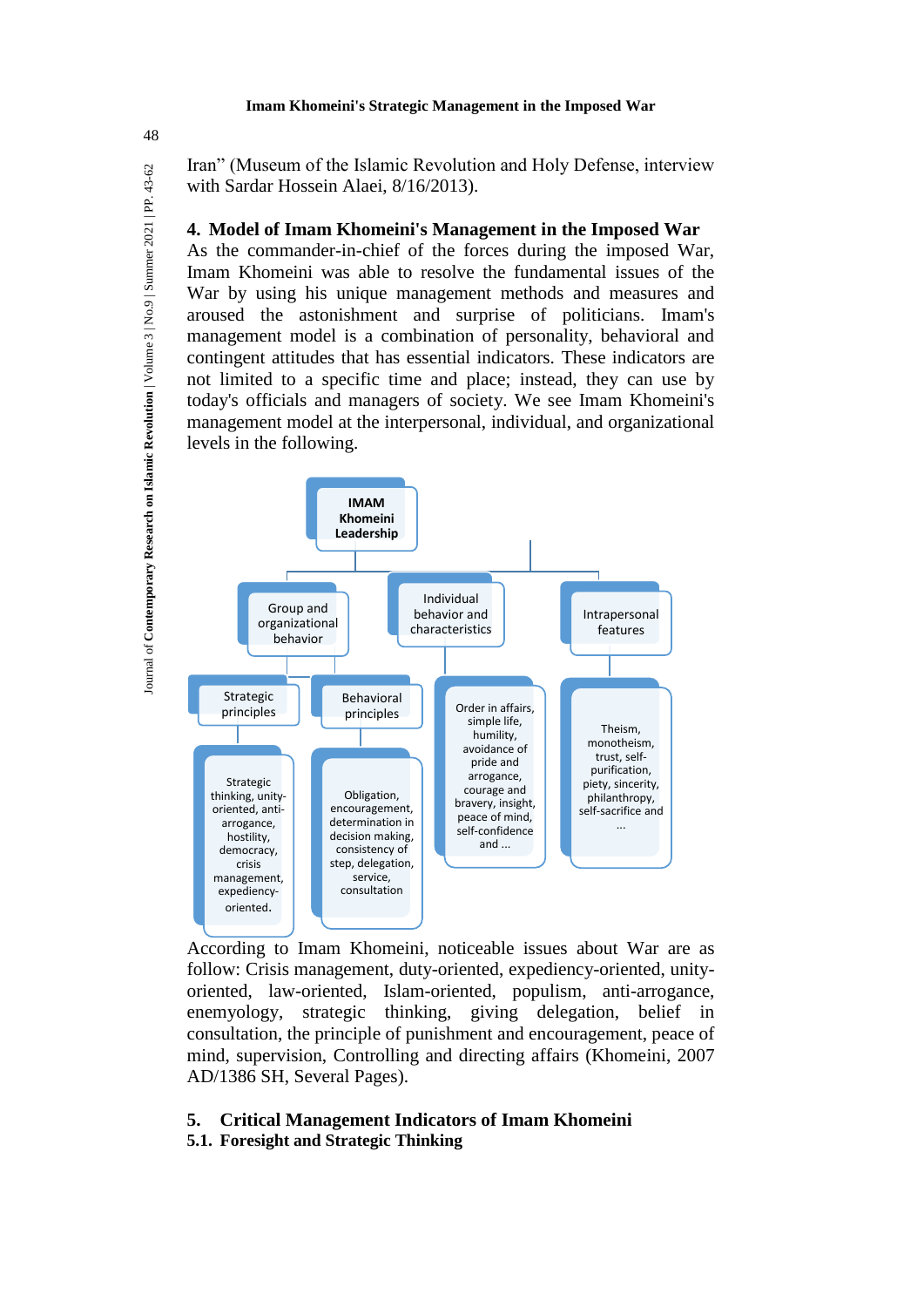Iran" (Museum of the Islamic Revolution and Holy Defense, interview with Sardar Hossein Alaei, 8/16/2013).

## 4. Model of Imam Khomeini's Management in the Imposed War

As the commander-in-chief of the forces during the imposed War, Imam Khomeini was able to resolve the fundamental issues of the War by using his unique management methods and measures and aroused the astonishment and surprise of politicians. Imam's management model is a combination of personality, behavioral and contingent attitudes that has essential indicators. These indicators are not limited to a specific time and place; instead, they can use by today's officials and managers of society. We see Imam Khomeini's management model at the interpersonal, individual, and organizational levels in the following.

- **IMAM Khomeini Leadership**
  - Group and organizational behavior
    - Strategic principles
      - Strategic thinking, unity-oriented, anti-arrogance, hostility, democracy, crisis management, expediency-oriented.
    - Behavioral principles
      - Obligation, encouragement, determination in decision making, consistency of step, delegation, service, consultation
  - Individual behavior and characteristics
    - Order in affairs, simple life, humility, avoidance of pride and arrogance, courage and bravery, insight, peace of mind, self-confidence and ...
  - Intrapersonal features
    - Theism, monotheism, trust, self-purification, piety, sincerity, philanthropy, self-sacrifice and ...

According to Imam Khomeini, noticeable issues about War are as follow: Crisis management, duty-oriented, expediency-oriented, unity-oriented, law-oriented, Islam-oriented, populism, anti-arrogance, enemyology, strategic thinking, giving delegation, belief in consultation, the principle of punishment and encouragement, peace of mind, supervision, Controlling and directing affairs (Khomeini, 2007 AD/1386 SH, Several Pages).

## 5. Critical Management Indicators of Imam Khomeini

### 5.1. Foresight and Strategic Thinking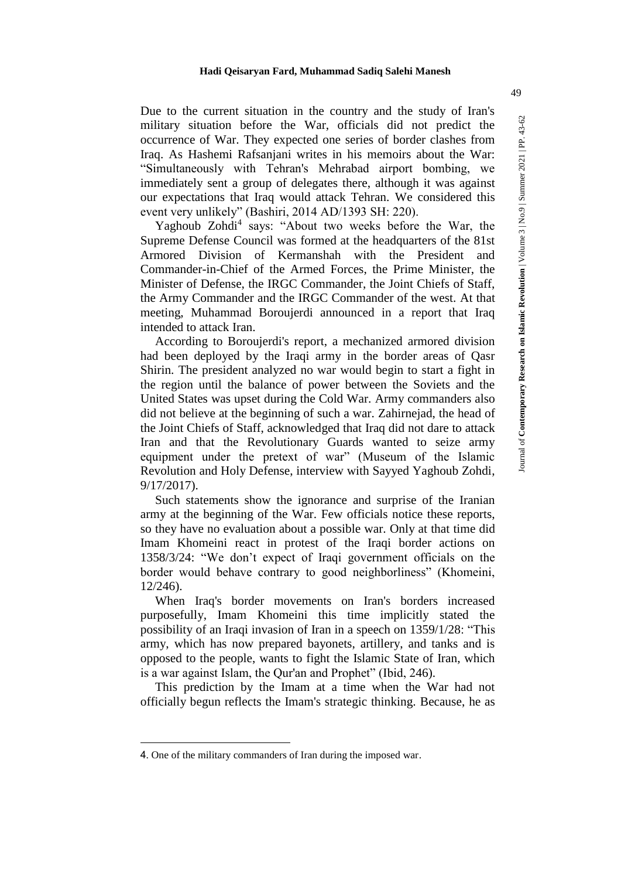Due to the current situation in the country and the study of Iran's military situation before the War, officials did not predict the occurrence of War. They expected one series of border clashes from Iraq. As Hashemi Rafsanjani writes in his memoirs about the War: “Simultaneously with Tehran's Mehrabad airport bombing, we immediately sent a group of delegates there, although it was against our expectations that Iraq would attack Tehran. We considered this event very unlikely” (Bashiri, 2014 AD/1393 SH: 220).

Yaghoub Zohdi[4] says: “About two weeks before the War, the Supreme Defense Council was formed at the headquarters of the 81st Armored Division of Kermanshah with the President and Commander-in-Chief of the Armed Forces, the Prime Minister, the Minister of Defense, the IRGC Commander, the Joint Chiefs of Staff, the Army Commander and the IRGC Commander of the west. At that meeting, Muhammad Boroujerdi announced in a report that Iraq intended to attack Iran.

According to Boroujerdi's report, a mechanized armored division had been deployed by the Iraqi army in the border areas of Qasr Shirin. The president analyzed no war would begin to start a fight in the region until the balance of power between the Soviets and the United States was upset during the Cold War. Army commanders also did not believe at the beginning of such a war. Zahirnejad, the head of the Joint Chiefs of Staff, acknowledged that Iraq did not dare to attack Iran and that the Revolutionary Guards wanted to seize army equipment under the pretext of war” (Museum of the Islamic Revolution and Holy Defense, interview with Sayyed Yaghoub Zohdi, 9/17/2017).

Such statements show the ignorance and surprise of the Iranian army at the beginning of the War. Few officials notice these reports, so they have no evaluation about a possible war. Only at that time did Imam Khomeini react in protest of the Iraqi border actions on 1358/3/24: “We don’t expect of Iraqi government officials on the border would behave contrary to good neighborliness” (Khomeini, 12/246).

When Iraq's border movements on Iran's borders increased purposefully, Imam Khomeini this time implicitly stated the possibility of an Iraqi invasion of Iran in a speech on 1359/1/28: “This army, which has now prepared bayonets, artillery, and tanks and is opposed to the people, wants to fight the Islamic State of Iran, which is a war against Islam, the Qur'an and Prophet” (Ibid, 246).

This prediction by the Imam at a time when the War had not officially begun reflects the Imam's strategic thinking. Because, he as

---

4. One of the military commanders of Iran during the imposed war.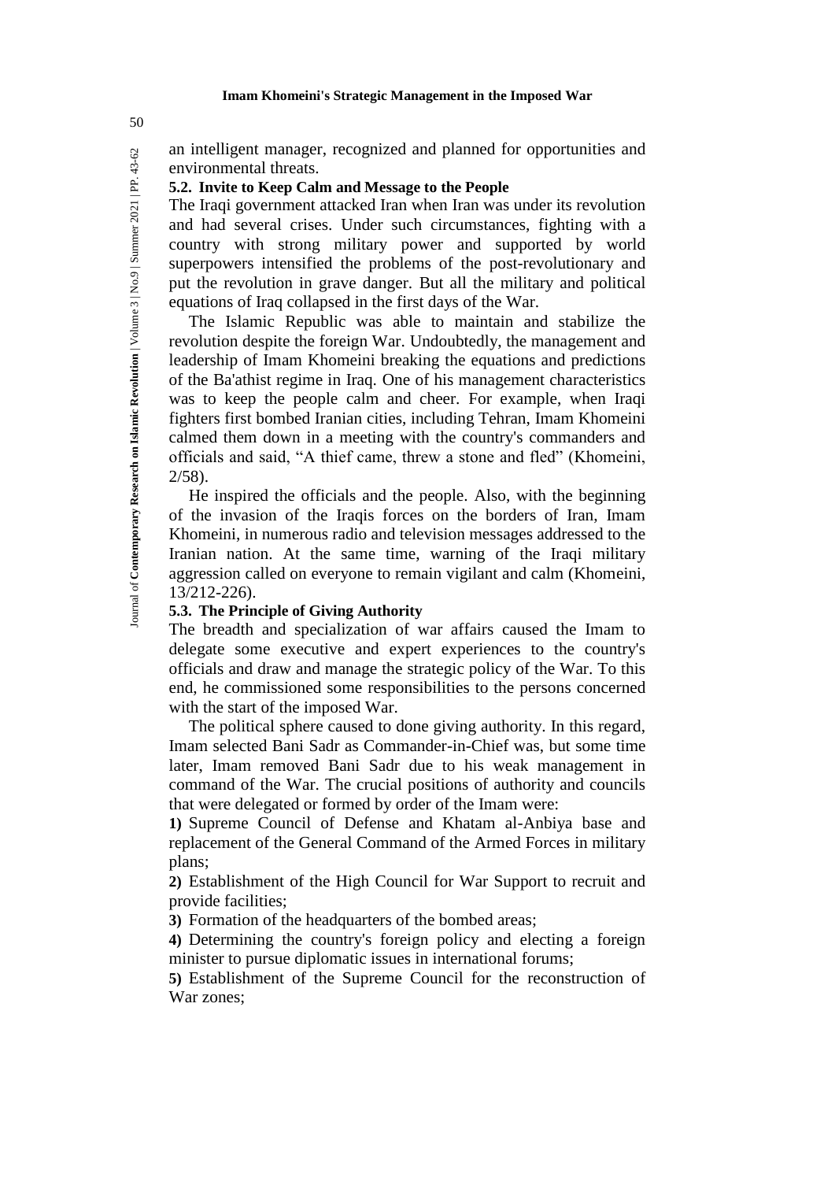an intelligent manager, recognized and planned for opportunities and environmental threats.

### 5.2. Invite to Keep Calm and Message to the People

The Iraqi government attacked Iran when Iran was under its revolution and had several crises. Under such circumstances, fighting with a country with strong military power and supported by world superpowers intensified the problems of the post-revolutionary and put the revolution in grave danger. But all the military and political equations of Iraq collapsed in the first days of the War.

The Islamic Republic was able to maintain and stabilize the revolution despite the foreign War. Undoubtedly, the management and leadership of Imam Khomeini breaking the equations and predictions of the Ba'athist regime in Iraq. One of his management characteristics was to keep the people calm and cheer. For example, when Iraqi fighters first bombed Iranian cities, including Tehran, Imam Khomeini calmed them down in a meeting with the country's commanders and officials and said, "A thief came, threw a stone and fled" (Khomeini, 2/58).

He inspired the officials and the people. Also, with the beginning of the invasion of the Iraqis forces on the borders of Iran, Imam Khomeini, in numerous radio and television messages addressed to the Iranian nation. At the same time, warning of the Iraqi military aggression called on everyone to remain vigilant and calm (Khomeini, 13/212-226).

### 5.3. The Principle of Giving Authority

The breadth and specialization of war affairs caused the Imam to delegate some executive and expert experiences to the country's officials and draw and manage the strategic policy of the War. To this end, he commissioned some responsibilities to the persons concerned with the start of the imposed War.

The political sphere caused to done giving authority. In this regard, Imam selected Bani Sadr as Commander-in-Chief was, but some time later, Imam removed Bani Sadr due to his weak management in command of the War. The crucial positions of authority and councils that were delegated or formed by order of the Imam were:

**1)** Supreme Council of Defense and Khatam al-Anbiya base and replacement of the General Command of the Armed Forces in military plans;

**2)** Establishment of the High Council for War Support to recruit and provide facilities;

**3)** Formation of the headquarters of the bombed areas;

**4)** Determining the country's foreign policy and electing a foreign minister to pursue diplomatic issues in international forums;

**5)** Establishment of the Supreme Council for the reconstruction of War zones;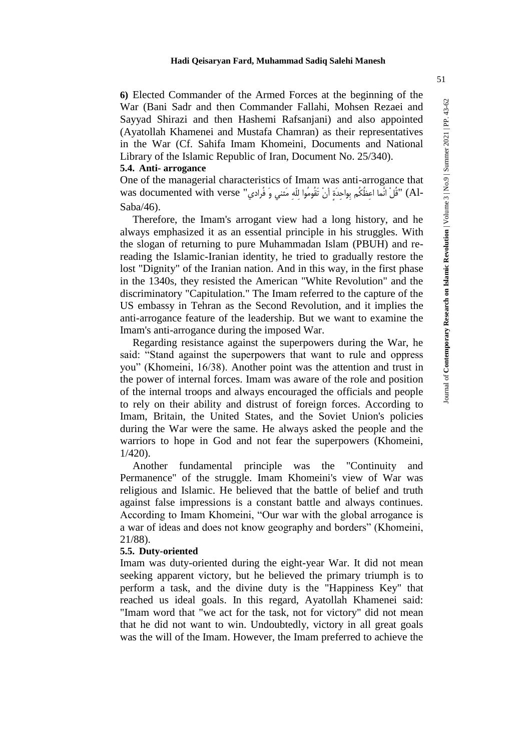**6)** Elected Commander of the Armed Forces at the beginning of the War (Bani Sadr and then Commander Fallahi, Mohsen Rezaei and Sayyad Shirazi and then Hashemi Rafsanjani) and also appointed (Ayatollah Khamenei and Mustafa Chamran) as their representatives in the War (Cf. Sahifa Imam Khomeini, Documents and National Library of the Islamic Republic of Iran, Document No. 25/340).

### 5.4. Anti- arrogance

One of the managerial characteristics of Imam was anti-arrogance that was documented with verse "قُلْ اِنَّما اعِظُکُم بِواحِدَةٍ أنْ تَقُومُوا لِلّهِ مَثنی وَ فُرادی" (Al-Saba/46).

Therefore, the Imam's arrogant view had a long history, and he always emphasized it as an essential principle in his struggles. With the slogan of returning to pure Muhammadan Islam (PBUH) and re-reading the Islamic-Iranian identity, he tried to gradually restore the lost "Dignity" of the Iranian nation. And in this way, in the first phase in the 1340s, they resisted the American "White Revolution" and the discriminatory "Capitulation." The Imam referred to the capture of the US embassy in Tehran as the Second Revolution, and it implies the anti-arrogance feature of the leadership. But we want to examine the Imam's anti-arrogance during the imposed War.

Regarding resistance against the superpowers during the War, he said: "Stand against the superpowers that want to rule and oppress you" (Khomeini, 16/38). Another point was the attention and trust in the power of internal forces. Imam was aware of the role and position of the internal troops and always encouraged the officials and people to rely on their ability and distrust of foreign forces. According to Imam, Britain, the United States, and the Soviet Union's policies during the War were the same. He always asked the people and the warriors to hope in God and not fear the superpowers (Khomeini, 1/420).

Another fundamental principle was the "Continuity and Permanence" of the struggle. Imam Khomeini's view of War was religious and Islamic. He believed that the battle of belief and truth against false impressions is a constant battle and always continues. According to Imam Khomeini, "Our war with the global arrogance is a war of ideas and does not know geography and borders" (Khomeini, 21/88).

### 5.5. Duty-oriented

Imam was duty-oriented during the eight-year War. It did not mean seeking apparent victory, but he believed the primary triumph is to perform a task, and the divine duty is the "Happiness Key" that reached us ideal goals. In this regard, Ayatollah Khamenei said: "Imam word that "we act for the task, not for victory" did not mean that he did not want to win. Undoubtedly, victory in all great goals was the will of the Imam. However, the Imam preferred to achieve the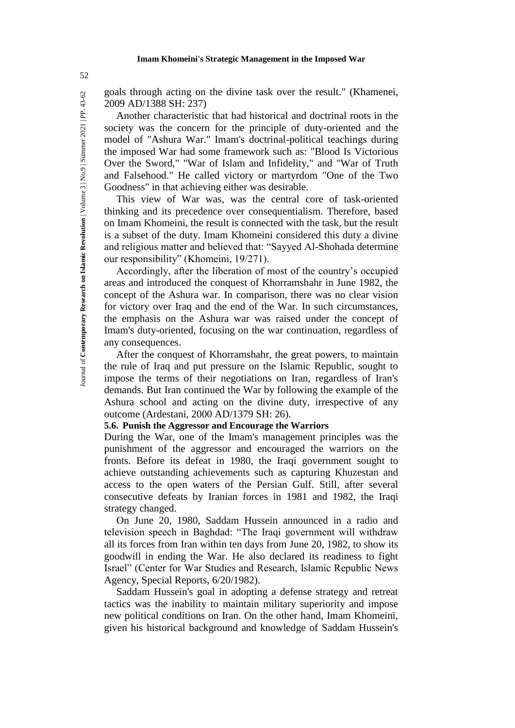goals through acting on the divine task over the result." (Khamenei, 2009 AD/1388 SH: 237)

Another characteristic that had historical and doctrinal roots in the society was the concern for the principle of duty-oriented and the model of "Ashura War." Imam's doctrinal-political teachings during the imposed War had some framework such as: "Blood Is Victorious Over the Sword," "War of Islam and Infidelity," and "War of Truth and Falsehood." He called victory or martyrdom "One of the Two Goodness" in that achieving either was desirable.

This view of War was, was the central core of task-oriented thinking and its precedence over consequentialism. Therefore, based on Imam Khomeini, the result is connected with the task, but the result is a subset of the duty. Imam Khomeini considered this duty a divine and religious matter and believed that: "Sayyed Al-Shohada determine our responsibility" (Khomeini, 19/271).

Accordingly, after the liberation of most of the country's occupied areas and introduced the conquest of Khorramshahr in June 1982, the concept of the Ashura war. In comparison, there was no clear vision for victory over Iraq and the end of the War. In such circumstances, the emphasis on the Ashura war was raised under the concept of Imam's duty-oriented, focusing on the war continuation, regardless of any consequences.

After the conquest of Khorramshahr, the great powers, to maintain the rule of Iraq and put pressure on the Islamic Republic, sought to impose the terms of their negotiations on Iran, regardless of Iran's demands. But Iran continued the War by following the example of the Ashura school and acting on the divine duty, irrespective of any outcome (Ardestani, 2000 AD/1379 SH: 26).

**5.6. Punish the Aggressor and Encourage the Warriors**

During the War, one of the Imam's management principles was the punishment of the aggressor and encouraged the warriors on the fronts. Before its defeat in 1980, the Iraqi government sought to achieve outstanding achievements such as capturing Khuzestan and access to the open waters of the Persian Gulf. Still, after several consecutive defeats by Iranian forces in 1981 and 1982, the Iraqi strategy changed.

On June 20, 1980, Saddam Hussein announced in a radio and television speech in Baghdad: "The Iraqi government will withdraw all its forces from Iran within ten days from June 20, 1982, to show its goodwill in ending the War. He also declared its readiness to fight Israel" (Center for War Studies and Research, Islamic Republic News Agency, Special Reports, 6/20/1982).

Saddam Hussein's goal in adopting a defense strategy and retreat tactics was the inability to maintain military superiority and impose new political conditions on Iran. On the other hand, Imam Khomeini, given his historical background and knowledge of Saddam Hussein's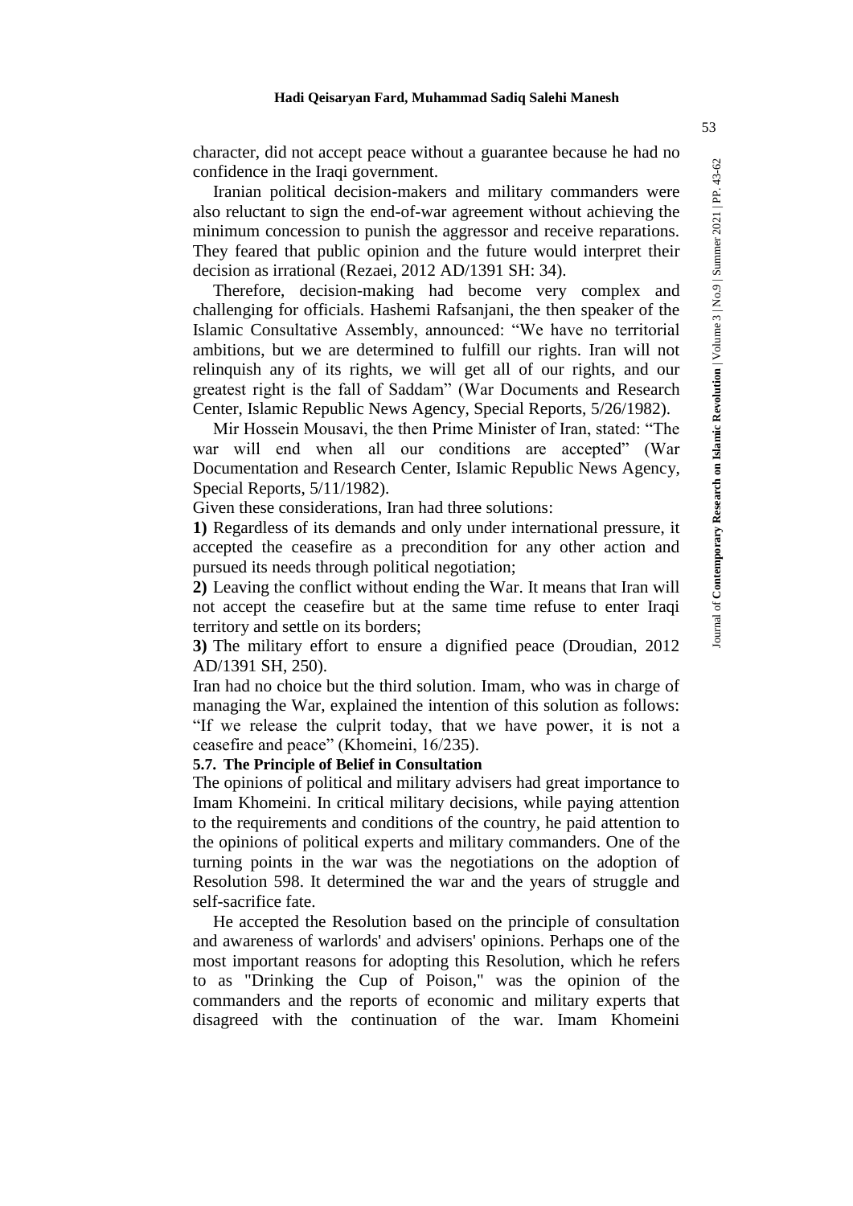character, did not accept peace without a guarantee because he had no confidence in the Iraqi government.

Iranian political decision-makers and military commanders were also reluctant to sign the end-of-war agreement without achieving the minimum concession to punish the aggressor and receive reparations. They feared that public opinion and the future would interpret their decision as irrational (Rezaei, 2012 AD/1391 SH: 34).

Therefore, decision-making had become very complex and challenging for officials. Hashemi Rafsanjani, the then speaker of the Islamic Consultative Assembly, announced: "We have no territorial ambitions, but we are determined to fulfill our rights. Iran will not relinquish any of its rights, we will get all of our rights, and our greatest right is the fall of Saddam" (War Documents and Research Center, Islamic Republic News Agency, Special Reports, 5/26/1982).

Mir Hossein Mousavi, the then Prime Minister of Iran, stated: "The war will end when all our conditions are accepted" (War Documentation and Research Center, Islamic Republic News Agency, Special Reports, 5/11/1982).

Given these considerations, Iran had three solutions:

**1)** Regardless of its demands and only under international pressure, it accepted the ceasefire as a precondition for any other action and pursued its needs through political negotiation;

**2)** Leaving the conflict without ending the War. It means that Iran will not accept the ceasefire but at the same time refuse to enter Iraqi territory and settle on its borders;

**3)** The military effort to ensure a dignified peace (Droudian, 2012 AD/1391 SH, 250).

Iran had no choice but the third solution. Imam, who was in charge of managing the War, explained the intention of this solution as follows: "If we release the culprit today, that we have power, it is not a ceasefire and peace" (Khomeini, 16/235).

### 5.7. The Principle of Belief in Consultation

The opinions of political and military advisers had great importance to Imam Khomeini. In critical military decisions, while paying attention to the requirements and conditions of the country, he paid attention to the opinions of political experts and military commanders. One of the turning points in the war was the negotiations on the adoption of Resolution 598. It determined the war and the years of struggle and self-sacrifice fate.

He accepted the Resolution based on the principle of consultation and awareness of warlords' and advisers' opinions. Perhaps one of the most important reasons for adopting this Resolution, which he refers to as "Drinking the Cup of Poison," was the opinion of the commanders and the reports of economic and military experts that disagreed with the continuation of the war. Imam Khomeini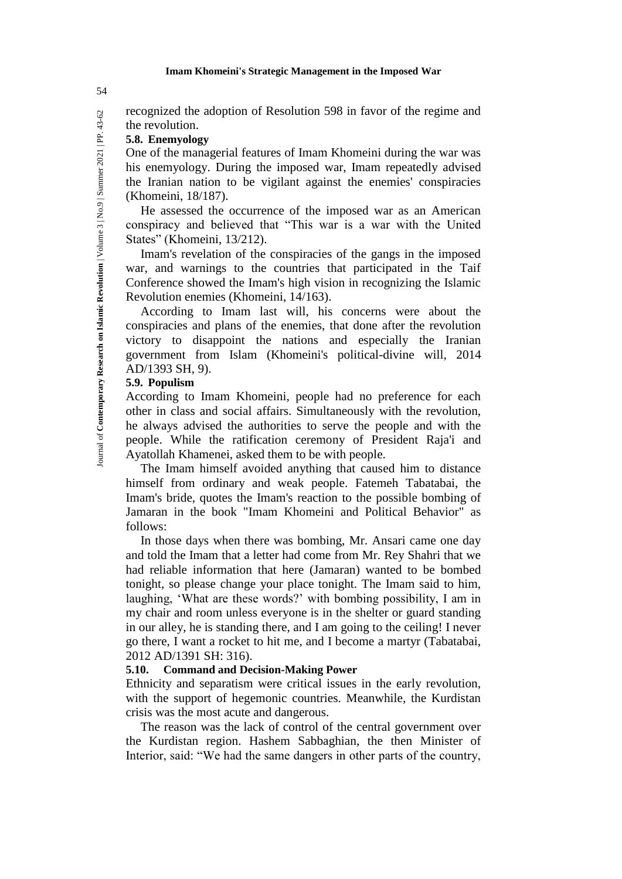recognized the adoption of Resolution 598 in favor of the regime and the revolution.

### 5.8. Enemyology

One of the managerial features of Imam Khomeini during the war was his enemyology. During the imposed war, Imam repeatedly advised the Iranian nation to be vigilant against the enemies' conspiracies (Khomeini, 18/187).

He assessed the occurrence of the imposed war as an American conspiracy and believed that "This war is a war with the United States" (Khomeini, 13/212).

Imam's revelation of the conspiracies of the gangs in the imposed war, and warnings to the countries that participated in the Taif Conference showed the Imam's high vision in recognizing the Islamic Revolution enemies (Khomeini, 14/163).

According to Imam last will, his concerns were about the conspiracies and plans of the enemies, that done after the revolution victory to disappoint the nations and especially the Iranian government from Islam (Khomeini's political-divine will, 2014 AD/1393 SH, 9).

### 5.9. Populism

According to Imam Khomeini, people had no preference for each other in class and social affairs. Simultaneously with the revolution, he always advised the authorities to serve the people and with the people. While the ratification ceremony of President Raja'i and Ayatollah Khamenei, asked them to be with people.

The Imam himself avoided anything that caused him to distance himself from ordinary and weak people. Fatemeh Tabatabai, the Imam's bride, quotes the Imam's reaction to the possible bombing of Jamaran in the book "Imam Khomeini and Political Behavior" as follows:

In those days when there was bombing, Mr. Ansari came one day and told the Imam that a letter had come from Mr. Rey Shahri that we had reliable information that here (Jamaran) wanted to be bombed tonight, so please change your place tonight. The Imam said to him, laughing, 'What are these words?' with bombing possibility, I am in my chair and room unless everyone is in the shelter or guard standing in our alley, he is standing there, and I am going to the ceiling! I never go there, I want a rocket to hit me, and I become a martyr (Tabatabai, 2012 AD/1391 SH: 316).

### 5.10. Command and Decision-Making Power

Ethnicity and separatism were critical issues in the early revolution, with the support of hegemonic countries. Meanwhile, the Kurdistan crisis was the most acute and dangerous.

The reason was the lack of control of the central government over the Kurdistan region. Hashem Sabbaghian, the then Minister of Interior, said: "We had the same dangers in other parts of the country,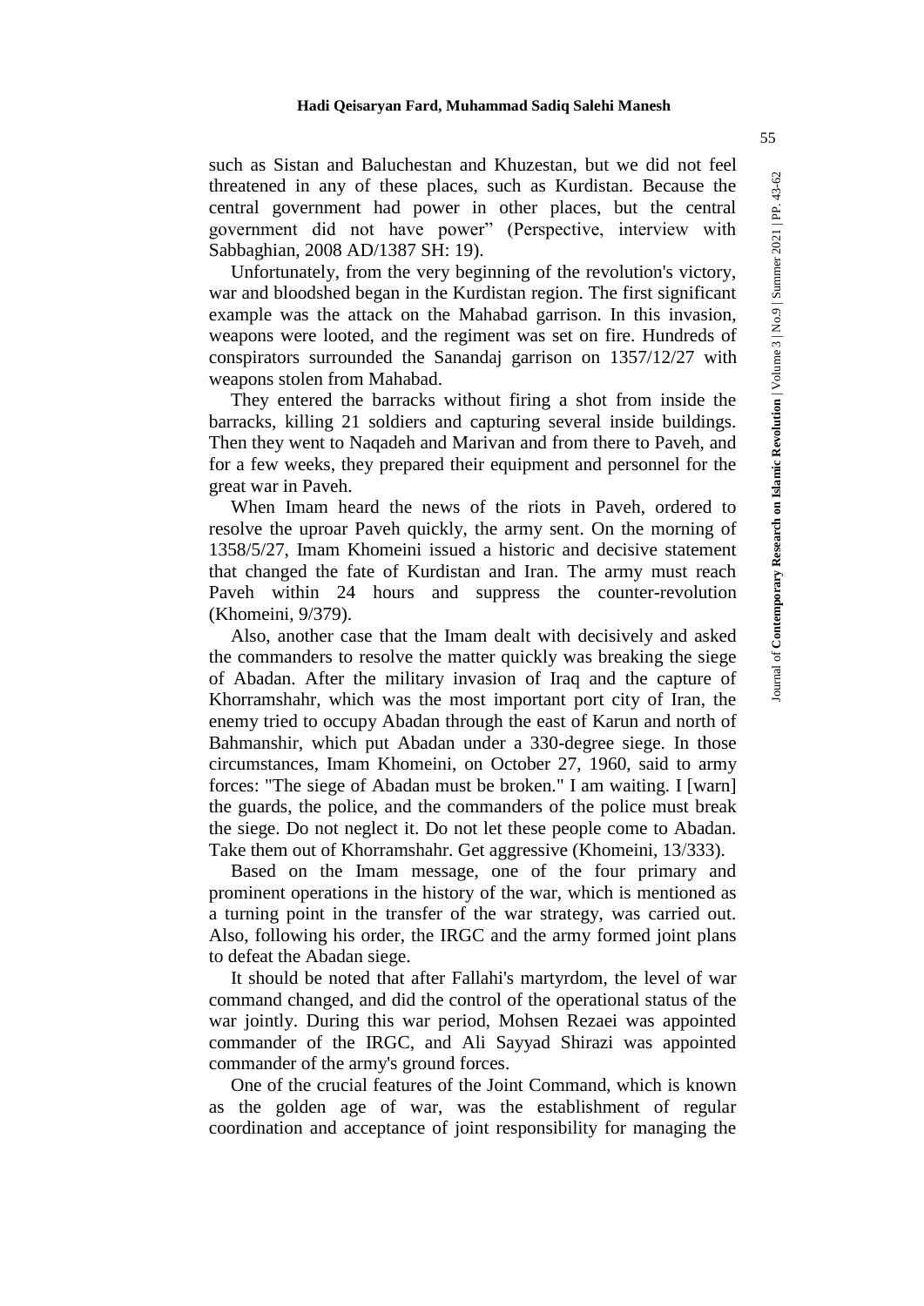such as Sistan and Baluchestan and Khuzestan, but we did not feel threatened in any of these places, such as Kurdistan. Because the central government had power in other places, but the central government did not have power" (Perspective, interview with Sabbaghian, 2008 AD/1387 SH: 19).

Unfortunately, from the very beginning of the revolution's victory, war and bloodshed began in the Kurdistan region. The first significant example was the attack on the Mahabad garrison. In this invasion, weapons were looted, and the regiment was set on fire. Hundreds of conspirators surrounded the Sanandaj garrison on 1357/12/27 with weapons stolen from Mahabad.

They entered the barracks without firing a shot from inside the barracks, killing 21 soldiers and capturing several inside buildings. Then they went to Naqadeh and Marivan and from there to Paveh, and for a few weeks, they prepared their equipment and personnel for the great war in Paveh.

When Imam heard the news of the riots in Paveh, ordered to resolve the uproar Paveh quickly, the army sent. On the morning of 1358/5/27, Imam Khomeini issued a historic and decisive statement that changed the fate of Kurdistan and Iran. The army must reach Paveh within 24 hours and suppress the counter-revolution (Khomeini, 9/379).

Also, another case that the Imam dealt with decisively and asked the commanders to resolve the matter quickly was breaking the siege of Abadan. After the military invasion of Iraq and the capture of Khorramshahr, which was the most important port city of Iran, the enemy tried to occupy Abadan through the east of Karun and north of Bahmanshir, which put Abadan under a 330-degree siege. In those circumstances, Imam Khomeini, on October 27, 1960, said to army forces: "The siege of Abadan must be broken." I am waiting. I [warn] the guards, the police, and the commanders of the police must break the siege. Do not neglect it. Do not let these people come to Abadan. Take them out of Khorramshahr. Get aggressive (Khomeini, 13/333).

Based on the Imam message, one of the four primary and prominent operations in the history of the war, which is mentioned as a turning point in the transfer of the war strategy, was carried out. Also, following his order, the IRGC and the army formed joint plans to defeat the Abadan siege.

It should be noted that after Fallahi's martyrdom, the level of war command changed, and did the control of the operational status of the war jointly. During this war period, Mohsen Rezaei was appointed commander of the IRGC, and Ali Sayyad Shirazi was appointed commander of the army's ground forces.

One of the crucial features of the Joint Command, which is known as the golden age of war, was the establishment of regular coordination and acceptance of joint responsibility for managing the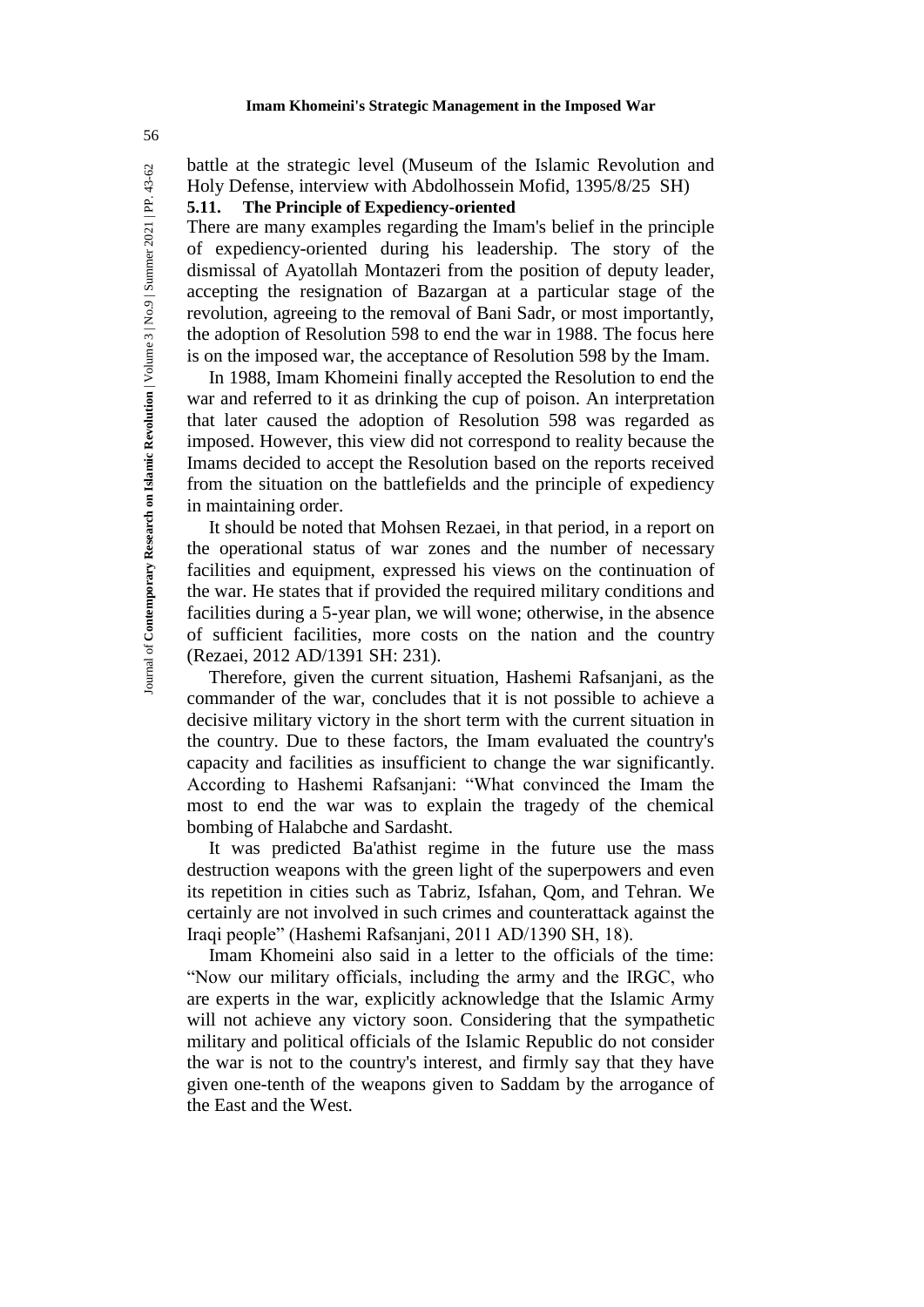battle at the strategic level (Museum of the Islamic Revolution and Holy Defense, interview with Abdolhossein Mofid, 1395/8/25 SH)

### 5.11. The Principle of Expediency-oriented

There are many examples regarding the Imam's belief in the principle of expediency-oriented during his leadership. The story of the dismissal of Ayatollah Montazeri from the position of deputy leader, accepting the resignation of Bazargan at a particular stage of the revolution, agreeing to the removal of Bani Sadr, or most importantly, the adoption of Resolution 598 to end the war in 1988. The focus here is on the imposed war, the acceptance of Resolution 598 by the Imam.

In 1988, Imam Khomeini finally accepted the Resolution to end the war and referred to it as drinking the cup of poison. An interpretation that later caused the adoption of Resolution 598 was regarded as imposed. However, this view did not correspond to reality because the Imams decided to accept the Resolution based on the reports received from the situation on the battlefields and the principle of expediency in maintaining order.

It should be noted that Mohsen Rezaei, in that period, in a report on the operational status of war zones and the number of necessary facilities and equipment, expressed his views on the continuation of the war. He states that if provided the required military conditions and facilities during a 5-year plan, we will wone; otherwise, in the absence of sufficient facilities, more costs on the nation and the country (Rezaei, 2012 AD/1391 SH: 231).

Therefore, given the current situation, Hashemi Rafsanjani, as the commander of the war, concludes that it is not possible to achieve a decisive military victory in the short term with the current situation in the country. Due to these factors, the Imam evaluated the country's capacity and facilities as insufficient to change the war significantly. According to Hashemi Rafsanjani: "What convinced the Imam the most to end the war was to explain the tragedy of the chemical bombing of Halabche and Sardasht.

It was predicted Ba'athist regime in the future use the mass destruction weapons with the green light of the superpowers and even its repetition in cities such as Tabriz, Isfahan, Qom, and Tehran. We certainly are not involved in such crimes and counterattack against the Iraqi people" (Hashemi Rafsanjani, 2011 AD/1390 SH, 18).

Imam Khomeini also said in a letter to the officials of the time: "Now our military officials, including the army and the IRGC, who are experts in the war, explicitly acknowledge that the Islamic Army will not achieve any victory soon. Considering that the sympathetic military and political officials of the Islamic Republic do not consider the war is not to the country's interest, and firmly say that they have given one-tenth of the weapons given to Saddam by the arrogance of the East and the West.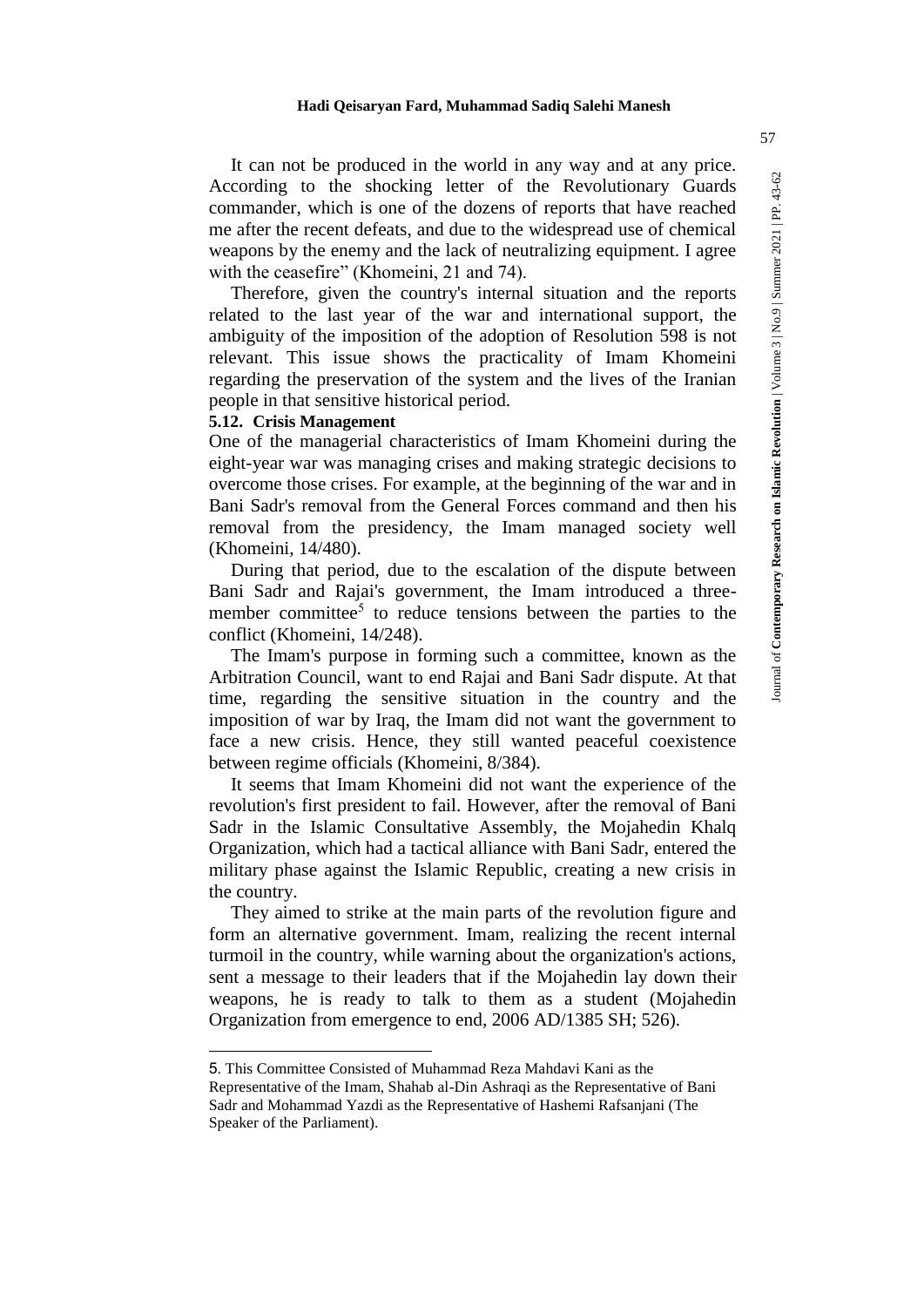It can not be produced in the world in any way and at any price. According to the shocking letter of the Revolutionary Guards commander, which is one of the dozens of reports that have reached me after the recent defeats, and due to the widespread use of chemical weapons by the enemy and the lack of neutralizing equipment. I agree with the ceasefire" (Khomeini, 21 and 74).

Therefore, given the country's internal situation and the reports related to the last year of the war and international support, the ambiguity of the imposition of the adoption of Resolution 598 is not relevant. This issue shows the practicality of Imam Khomeini regarding the preservation of the system and the lives of the Iranian people in that sensitive historical period.

### 5.12. Crisis Management

One of the managerial characteristics of Imam Khomeini during the eight-year war was managing crises and making strategic decisions to overcome those crises. For example, at the beginning of the war and in Bani Sadr's removal from the General Forces command and then his removal from the presidency, the Imam managed society well (Khomeini, 14/480).

During that period, due to the escalation of the dispute between Bani Sadr and Rajai's government, the Imam introduced a three-member committee[5] to reduce tensions between the parties to the conflict (Khomeini, 14/248).

The Imam's purpose in forming such a committee, known as the Arbitration Council, want to end Rajai and Bani Sadr dispute. At that time, regarding the sensitive situation in the country and the imposition of war by Iraq, the Imam did not want the government to face a new crisis. Hence, they still wanted peaceful coexistence between regime officials (Khomeini, 8/384).

It seems that Imam Khomeini did not want the experience of the revolution's first president to fail. However, after the removal of Bani Sadr in the Islamic Consultative Assembly, the Mojahedin Khalq Organization, which had a tactical alliance with Bani Sadr, entered the military phase against the Islamic Republic, creating a new crisis in the country.

They aimed to strike at the main parts of the revolution figure and form an alternative government. Imam, realizing the recent internal turmoil in the country, while warning about the organization's actions, sent a message to their leaders that if the Mojahedin lay down their weapons, he is ready to talk to them as a student (Mojahedin Organization from emergence to end, 2006 AD/1385 SH; 526).

---

5. This Committee Consisted of Muhammad Reza Mahdavi Kani as the Representative of the Imam, Shahab al-Din Ashraqi as the Representative of Bani Sadr and Mohammad Yazdi as the Representative of Hashemi Rafsanjani (The Speaker of the Parliament).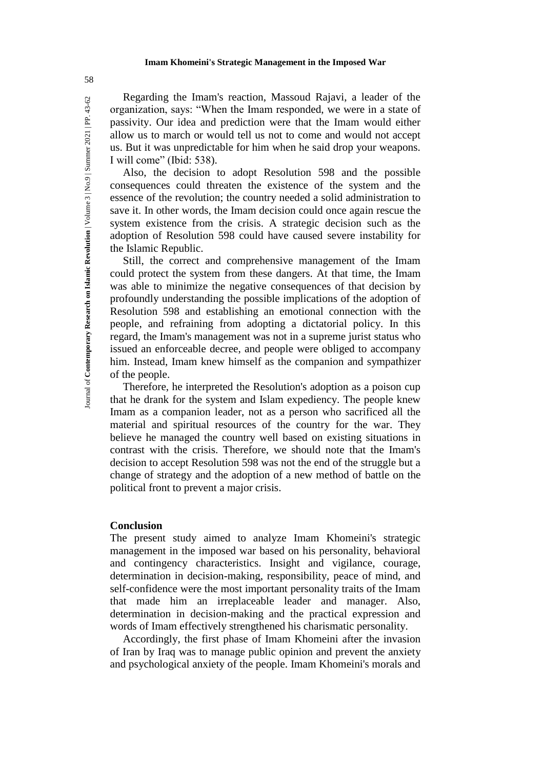Regarding the Imam's reaction, Massoud Rajavi, a leader of the organization, says: "When the Imam responded, we were in a state of passivity. Our idea and prediction were that the Imam would either allow us to march or would tell us not to come and would not accept us. But it was unpredictable for him when he said drop your weapons. I will come" (Ibid: 538).

Also, the decision to adopt Resolution 598 and the possible consequences could threaten the existence of the system and the essence of the revolution; the country needed a solid administration to save it. In other words, the Imam decision could once again rescue the system existence from the crisis. A strategic decision such as the adoption of Resolution 598 could have caused severe instability for the Islamic Republic.

Still, the correct and comprehensive management of the Imam could protect the system from these dangers. At that time, the Imam was able to minimize the negative consequences of that decision by profoundly understanding the possible implications of the adoption of Resolution 598 and establishing an emotional connection with the people, and refraining from adopting a dictatorial policy. In this regard, the Imam's management was not in a supreme jurist status who issued an enforceable decree, and people were obliged to accompany him. Instead, Imam knew himself as the companion and sympathizer of the people.

Therefore, he interpreted the Resolution's adoption as a poison cup that he drank for the system and Islam expediency. The people knew Imam as a companion leader, not as a person who sacrificed all the material and spiritual resources of the country for the war. They believe he managed the country well based on existing situations in contrast with the crisis. Therefore, we should note that the Imam's decision to accept Resolution 598 was not the end of the struggle but a change of strategy and the adoption of a new method of battle on the political front to prevent a major crisis.

## Conclusion

The present study aimed to analyze Imam Khomeini's strategic management in the imposed war based on his personality, behavioral and contingency characteristics. Insight and vigilance, courage, determination in decision-making, responsibility, peace of mind, and self-confidence were the most important personality traits of the Imam that made him an irreplaceable leader and manager. Also, determination in decision-making and the practical expression and words of Imam effectively strengthened his charismatic personality.

Accordingly, the first phase of Imam Khomeini after the invasion of Iran by Iraq was to manage public opinion and prevent the anxiety and psychological anxiety of the people. Imam Khomeini's morals and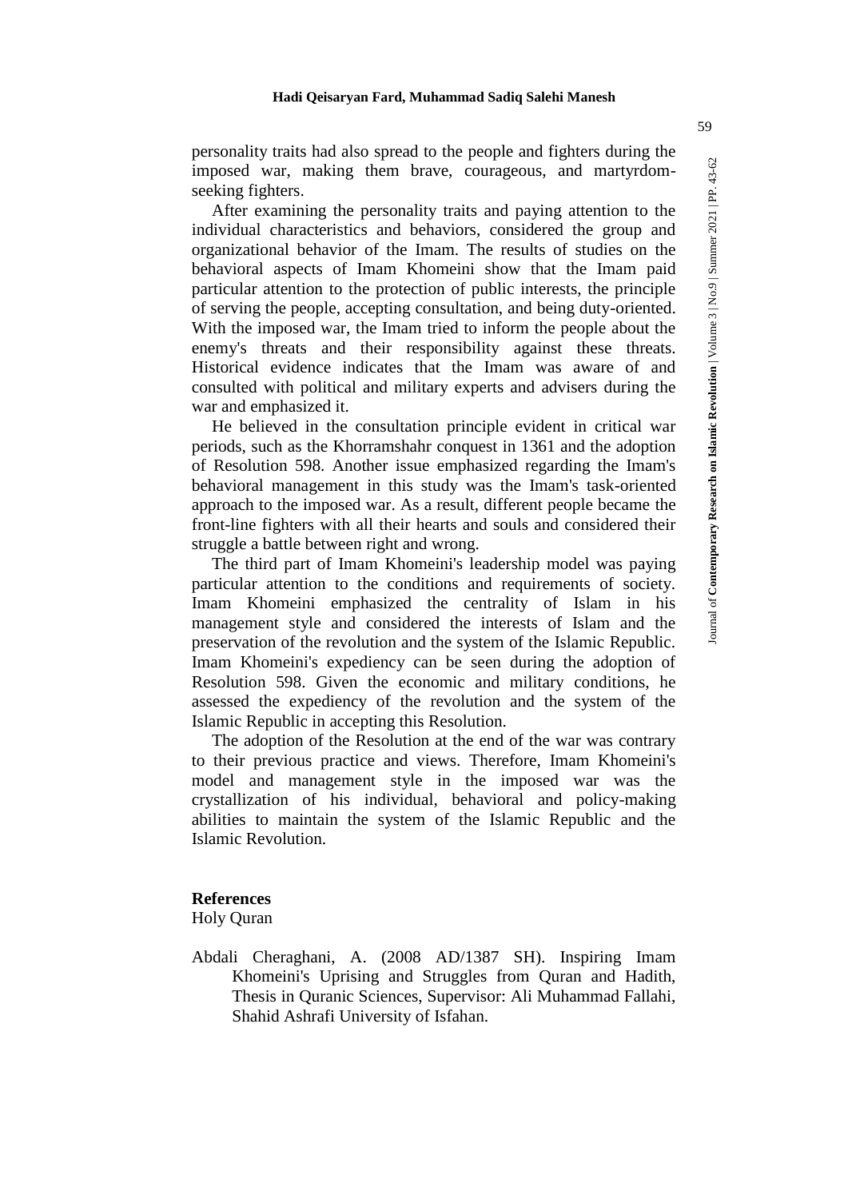personality traits had also spread to the people and fighters during the imposed war, making them brave, courageous, and martyrdom-seeking fighters.

After examining the personality traits and paying attention to the individual characteristics and behaviors, considered the group and organizational behavior of the Imam. The results of studies on the behavioral aspects of Imam Khomeini show that the Imam paid particular attention to the protection of public interests, the principle of serving the people, accepting consultation, and being duty-oriented. With the imposed war, the Imam tried to inform the people about the enemy's threats and their responsibility against these threats. Historical evidence indicates that the Imam was aware of and consulted with political and military experts and advisers during the war and emphasized it.

He believed in the consultation principle evident in critical war periods, such as the Khorramshahr conquest in 1361 and the adoption of Resolution 598. Another issue emphasized regarding the Imam's behavioral management in this study was the Imam's task-oriented approach to the imposed war. As a result, different people became the front-line fighters with all their hearts and souls and considered their struggle a battle between right and wrong.

The third part of Imam Khomeini's leadership model was paying particular attention to the conditions and requirements of society. Imam Khomeini emphasized the centrality of Islam in his management style and considered the interests of Islam and the preservation of the revolution and the system of the Islamic Republic. Imam Khomeini's expediency can be seen during the adoption of Resolution 598. Given the economic and military conditions, he assessed the expediency of the revolution and the system of the Islamic Republic in accepting this Resolution.

The adoption of the Resolution at the end of the war was contrary to their previous practice and views. Therefore, Imam Khomeini's model and management style in the imposed war was the crystallization of his individual, behavioral and policy-making abilities to maintain the system of the Islamic Republic and the Islamic Revolution.

## References

Holy Quran

Abdali Cheraghani, A. (2008 AD/1387 SH). Inspiring Imam Khomeini's Uprising and Struggles from Quran and Hadith, Thesis in Quranic Sciences, Supervisor: Ali Muhammad Fallahi, Shahid Ashrafi University of Isfahan.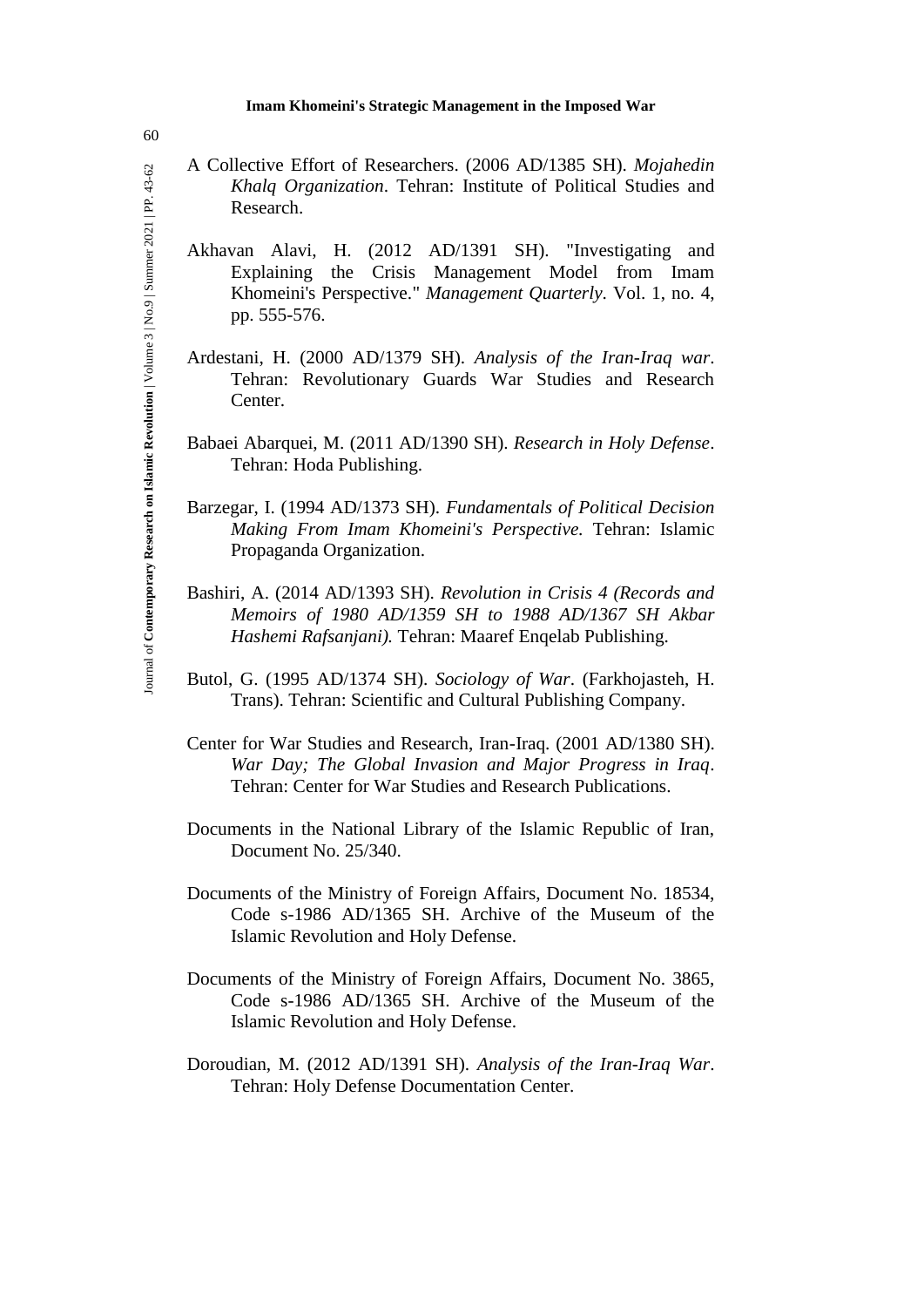A Collective Effort of Researchers. (2006 AD/1385 SH). *Mojahedin Khalq Organization*. Tehran: Institute of Political Studies and Research.

Akhavan Alavi, H. (2012 AD/1391 SH). "Investigating and Explaining the Crisis Management Model from Imam Khomeini's Perspective." *Management Quarterly*. Vol. 1, no. 4, pp. 555-576.

Ardestani, H. (2000 AD/1379 SH). *Analysis of the Iran-Iraq war*. Tehran: Revolutionary Guards War Studies and Research Center.

Babaei Abarquei, M. (2011 AD/1390 SH). *Research in Holy Defense*. Tehran: Hoda Publishing.

Barzegar, I. (1994 AD/1373 SH). *Fundamentals of Political Decision Making From Imam Khomeini's Perspective.* Tehran: Islamic Propaganda Organization.

Bashiri, A. (2014 AD/1393 SH). *Revolution in Crisis 4 (Records and Memoirs of 1980 AD/1359 SH to 1988 AD/1367 SH Akbar Hashemi Rafsanjani).* Tehran: Maaref Enqelab Publishing.

Butol, G. (1995 AD/1374 SH). *Sociology of War*. (Farkhojasteh, H. Trans). Tehran: Scientific and Cultural Publishing Company.

Center for War Studies and Research, Iran-Iraq. (2001 AD/1380 SH). *War Day; The Global Invasion and Major Progress in Iraq*. Tehran: Center for War Studies and Research Publications.

Documents in the National Library of the Islamic Republic of Iran, Document No. 25/340.

Documents of the Ministry of Foreign Affairs, Document No. 18534, Code s-1986 AD/1365 SH. Archive of the Museum of the Islamic Revolution and Holy Defense.

Documents of the Ministry of Foreign Affairs, Document No. 3865, Code s-1986 AD/1365 SH. Archive of the Museum of the Islamic Revolution and Holy Defense.

Doroudian, M. (2012 AD/1391 SH). *Analysis of the Iran-Iraq War*. Tehran: Holy Defense Documentation Center.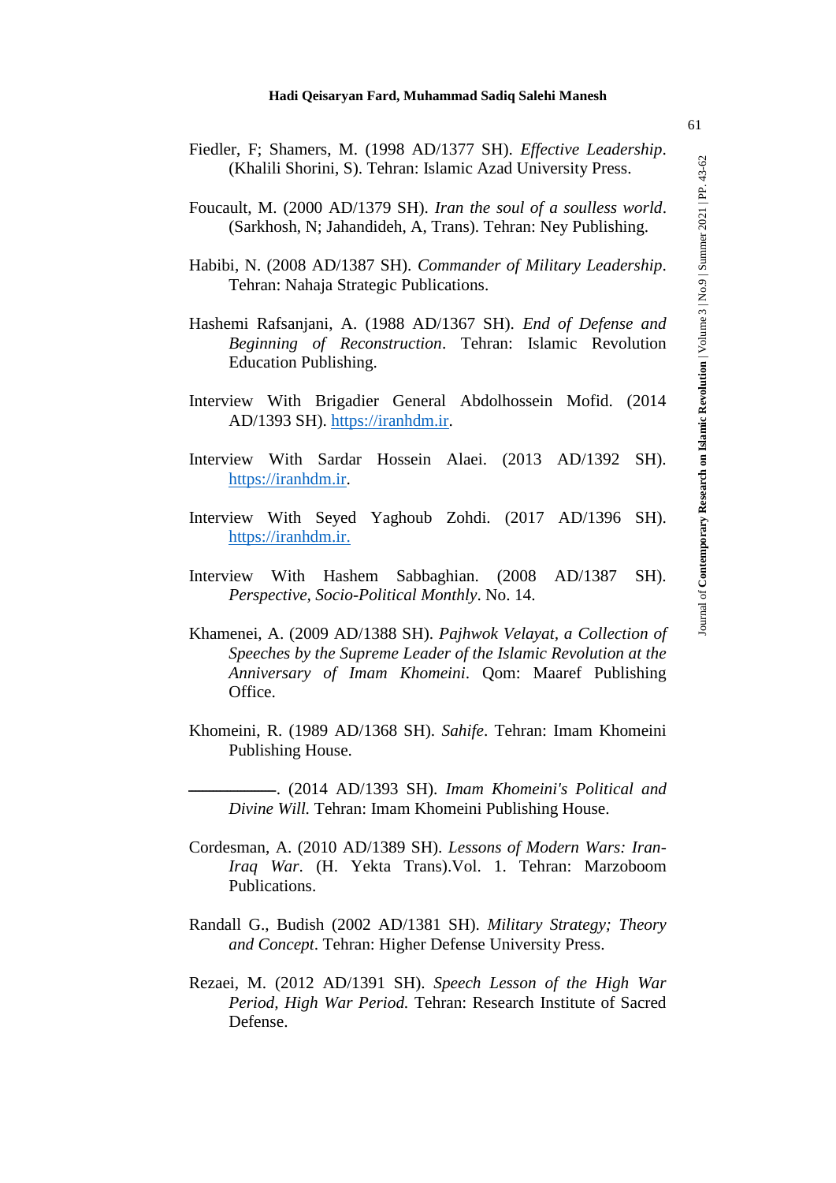Fiedler, F; Shamers, M. (1998 AD/1377 SH). *Effective Leadership*. (Khalili Shorini, S). Tehran: Islamic Azad University Press.

Foucault, M. (2000 AD/1379 SH). *Iran the soul of a soulless world*. (Sarkhosh, N; Jahandideh, A, Trans). Tehran: Ney Publishing.

Habibi, N. (2008 AD/1387 SH). *Commander of Military Leadership*. Tehran: Nahaja Strategic Publications.

Hashemi Rafsanjani, A. (1988 AD/1367 SH). *End of Defense and Beginning of Reconstruction*. Tehran: Islamic Revolution Education Publishing.

Interview With Brigadier General Abdolhossein Mofid. (2014 AD/1393 SH). https://iranhdm.ir.

Interview With Sardar Hossein Alaei. (2013 AD/1392 SH). https://iranhdm.ir.

Interview With Seyed Yaghoub Zohdi. (2017 AD/1396 SH). https://iranhdm.ir.

Interview With Hashem Sabbaghian. (2008 AD/1387 SH). *Perspective, Socio-Political Monthly*. No. 14.

Khamenei, A. (2009 AD/1388 SH). *Pajhwok Velayat, a Collection of Speeches by the Supreme Leader of the Islamic Revolution at the Anniversary of Imam Khomeini*. Qom: Maaref Publishing Office.

Khomeini, R. (1989 AD/1368 SH). *Sahife*. Tehran: Imam Khomeini Publishing House.

\_\_\_\_\_\_\_\_\_\_. (2014 AD/1393 SH). *Imam Khomeini's Political and Divine Will.* Tehran: Imam Khomeini Publishing House.

Cordesman, A. (2010 AD/1389 SH). *Lessons of Modern Wars: Iran-Iraq War*. (H. Yekta Trans).Vol. 1. Tehran: Marzoboom Publications.

Randall G., Budish (2002 AD/1381 SH). *Military Strategy; Theory and Concept*. Tehran: Higher Defense University Press.

Rezaei, M. (2012 AD/1391 SH). *Speech Lesson of the High War Period, High War Period.* Tehran: Research Institute of Sacred Defense.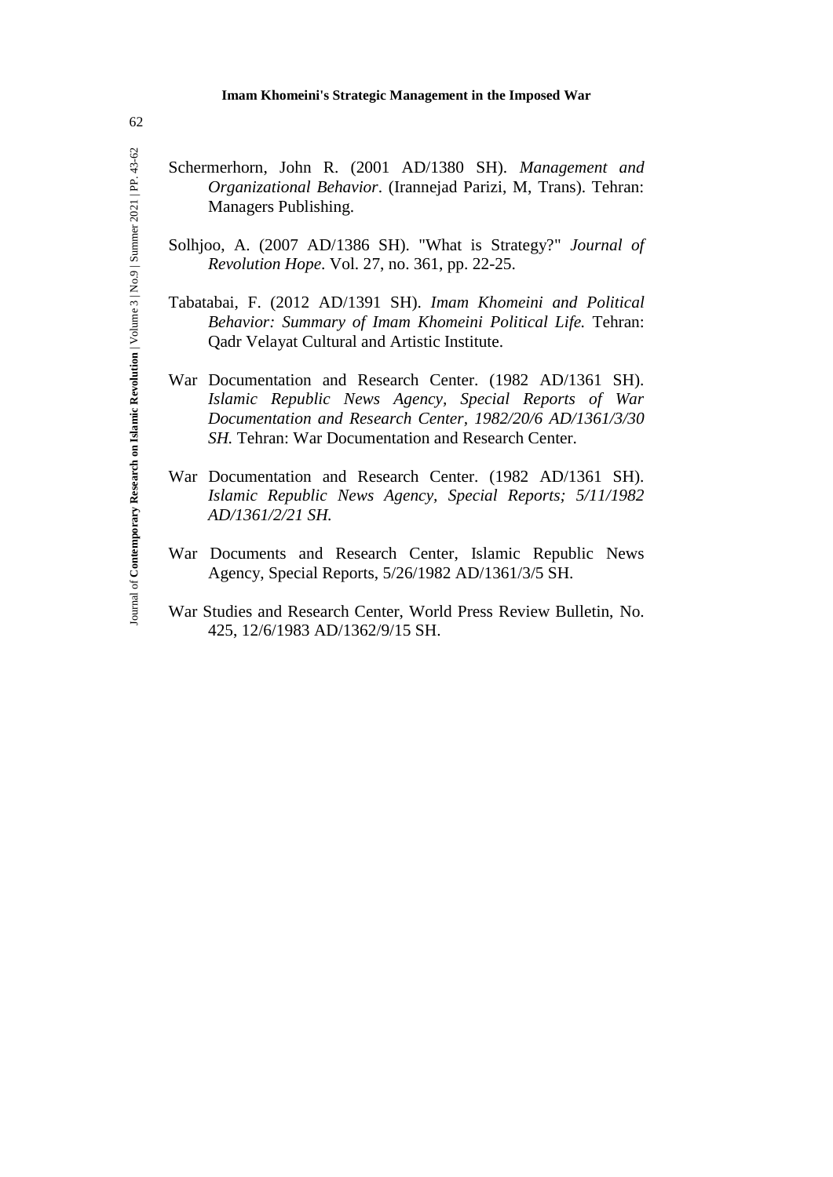Schermerhorn, John R. (2001 AD/1380 SH). *Management and Organizational Behavior*. (Irannejad Parizi, M, Trans). Tehran: Managers Publishing.

Solhjoo, A. (2007 AD/1386 SH). "What is Strategy?" *Journal of Revolution Hope*. Vol. 27, no. 361, pp. 22-25.

Tabatabai, F. (2012 AD/1391 SH). *Imam Khomeini and Political Behavior: Summary of Imam Khomeini Political Life.* Tehran: Qadr Velayat Cultural and Artistic Institute.

War Documentation and Research Center. (1982 AD/1361 SH). *Islamic Republic News Agency, Special Reports of War Documentation and Research Center, 1982/20/6 AD/1361/3/30 SH.* Tehran: War Documentation and Research Center.

War Documentation and Research Center. (1982 AD/1361 SH). *Islamic Republic News Agency, Special Reports; 5/11/1982 AD/1361/2/21 SH.*

War Documents and Research Center, Islamic Republic News Agency, Special Reports, 5/26/1982 AD/1361/3/5 SH.

War Studies and Research Center, World Press Review Bulletin, No. 425, 12/6/1983 AD/1362/9/15 SH.